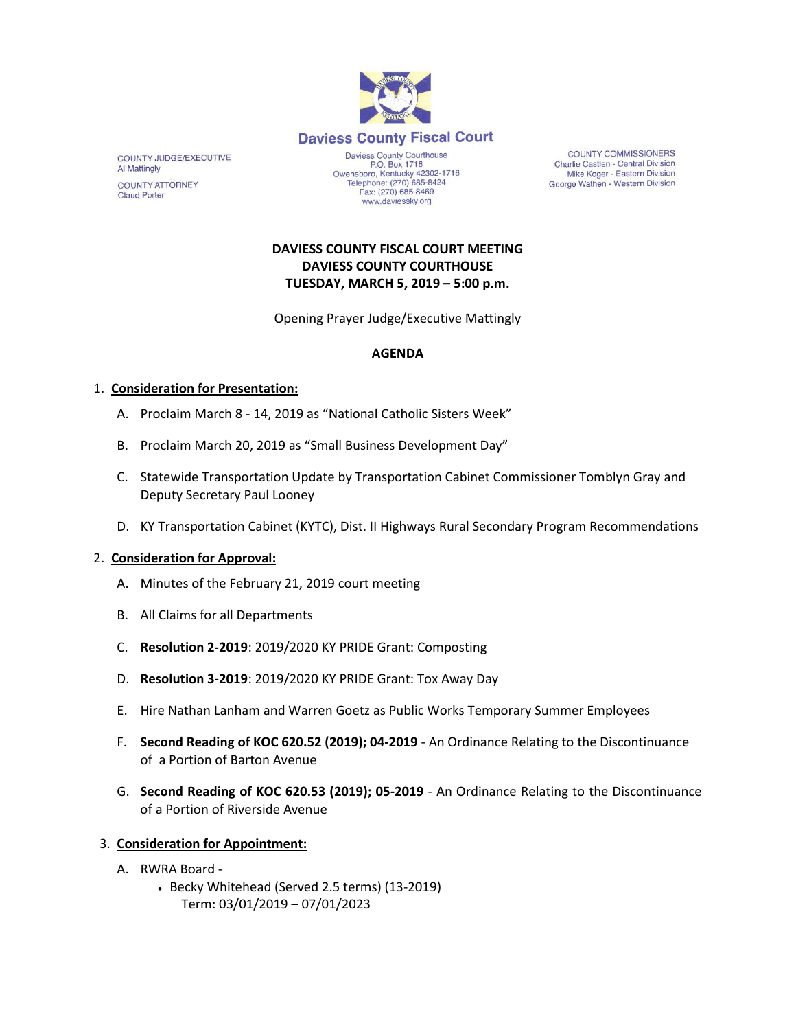# Daviess County Fiscal Court

COUNTY JUDGE/EXECUTIVE
Al Mattingly

COUNTY ATTORNEY
Claud Porter

Daviess County Courthouse
P.O. Box 1716
Owensboro, Kentucky 42302-1716
Telephone: (270) 685-8424
Fax: (270) 685-8469
www.daviessky.org

COUNTY COMMISSIONERS
Charlie Castlen - Central Division
Mike Koger - Eastern Division
George Wathen - Western Division

**DAVIESS COUNTY FISCAL COURT MEETING**
**DAVIESS COUNTY COURTHOUSE**
**TUESDAY, MARCH 5, 2019 – 5:00 p.m.**

Opening Prayer Judge/Executive Mattingly

**AGENDA**

1. **Consideration for Presentation:**
   - A. Proclaim March 8 - 14, 2019 as "National Catholic Sisters Week"
   - B. Proclaim March 20, 2019 as "Small Business Development Day"
   - C. Statewide Transportation Update by Transportation Cabinet Commissioner Tomblyn Gray and Deputy Secretary Paul Looney
   - D. KY Transportation Cabinet (KYTC), Dist. II Highways Rural Secondary Program Recommendations

2. **Consideration for Approval:**
   - A. Minutes of the February 21, 2019 court meeting
   - B. All Claims for all Departments
   - C. **Resolution 2-2019**: 2019/2020 KY PRIDE Grant: Composting
   - D. **Resolution 3-2019**: 2019/2020 KY PRIDE Grant: Tox Away Day
   - E. Hire Nathan Lanham and Warren Goetz as Public Works Temporary Summer Employees
   - F. **Second Reading of KOC 620.52 (2019); 04-2019** - An Ordinance Relating to the Discontinuance of a Portion of Barton Avenue
   - G. **Second Reading of KOC 620.53 (2019); 05-2019** - An Ordinance Relating to the Discontinuance of a Portion of Riverside Avenue

3. **Consideration for Appointment:**
   - A. RWRA Board -
     - Becky Whitehead (Served 2.5 terms) (13-2019)
       Term: 03/01/2019 – 07/01/2023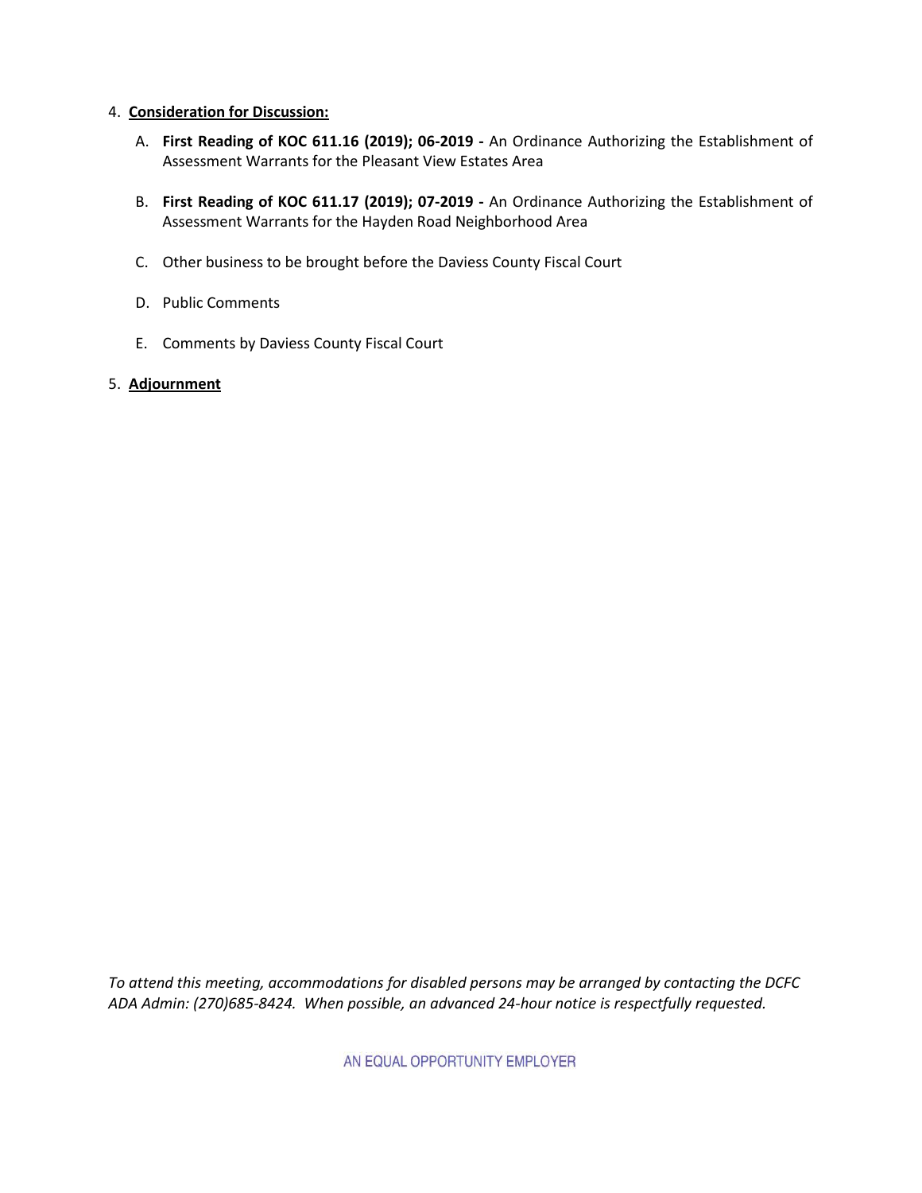4. **Consideration for Discussion:**

   A. **First Reading of KOC 611.16 (2019); 06-2019 -** An Ordinance Authorizing the Establishment of Assessment Warrants for the Pleasant View Estates Area

   B. **First Reading of KOC 611.17 (2019); 07-2019 -** An Ordinance Authorizing the Establishment of Assessment Warrants for the Hayden Road Neighborhood Area

   C. Other business to be brought before the Daviess County Fiscal Court

   D. Public Comments

   E. Comments by Daviess County Fiscal Court

5. **Adjournment**

*To attend this meeting, accommodations for disabled persons may be arranged by contacting the DCFC ADA Admin: (270)685-8424. When possible, an advanced 24-hour notice is respectfully requested.*

AN EQUAL OPPORTUNITY EMPLOYER